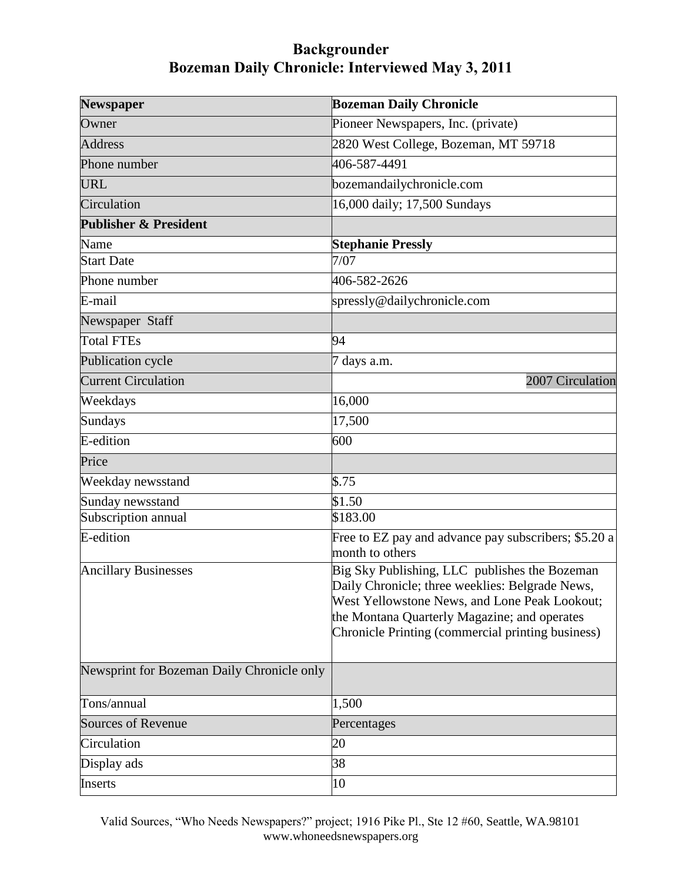# Backgrounder
# Bozeman Daily Chronicle: Interviewed May 3, 2011

| **Newspaper** | **Bozeman Daily Chronicle** |
|---|---|
| Owner | Pioneer Newspapers, Inc. (private) |
| Address | 2820 West College, Bozeman, MT 59718 |
| Phone number | 406-587-4491 |
| URL | bozemandailychronicle.com |
| Circulation | 16,000 daily; 17,500 Sundays |
| **Publisher & President** | |
| Name | **Stephanie Pressly** |
| Start Date | 7/07 |
| Phone number | 406-582-2626 |
| E-mail | spressly@dailychronicle.com |
| Newspaper Staff | |
| Total FTEs | 94 |
| Publication cycle | 7 days a.m. |
| Current Circulation | 2007 Circulation |
| Weekdays | 16,000 |
| Sundays | 17,500 |
| E-edition | 600 |
| Price | |
| Weekday newsstand | $.75 |
| Sunday newsstand | $1.50 |
| Subscription annual | $183.00 |
| E-edition | Free to EZ pay and advance pay subscribers; $5.20 a month to others |
| Ancillary Businesses | Big Sky Publishing, LLC publishes the Bozeman Daily Chronicle; three weeklies: Belgrade News, West Yellowstone News, and Lone Peak Lookout; the Montana Quarterly Magazine; and operates Chronicle Printing (commercial printing business) |
| Newsprint for Bozeman Daily Chronicle only | |
| Tons/annual | 1,500 |
| Sources of Revenue | Percentages |
| Circulation | 20 |
| Display ads | 38 |
| Inserts | 10 |

Valid Sources, "Who Needs Newspapers?" project; 1916 Pike Pl., Ste 12 #60, Seattle, WA.98101
www.whoneedsnewspapers.org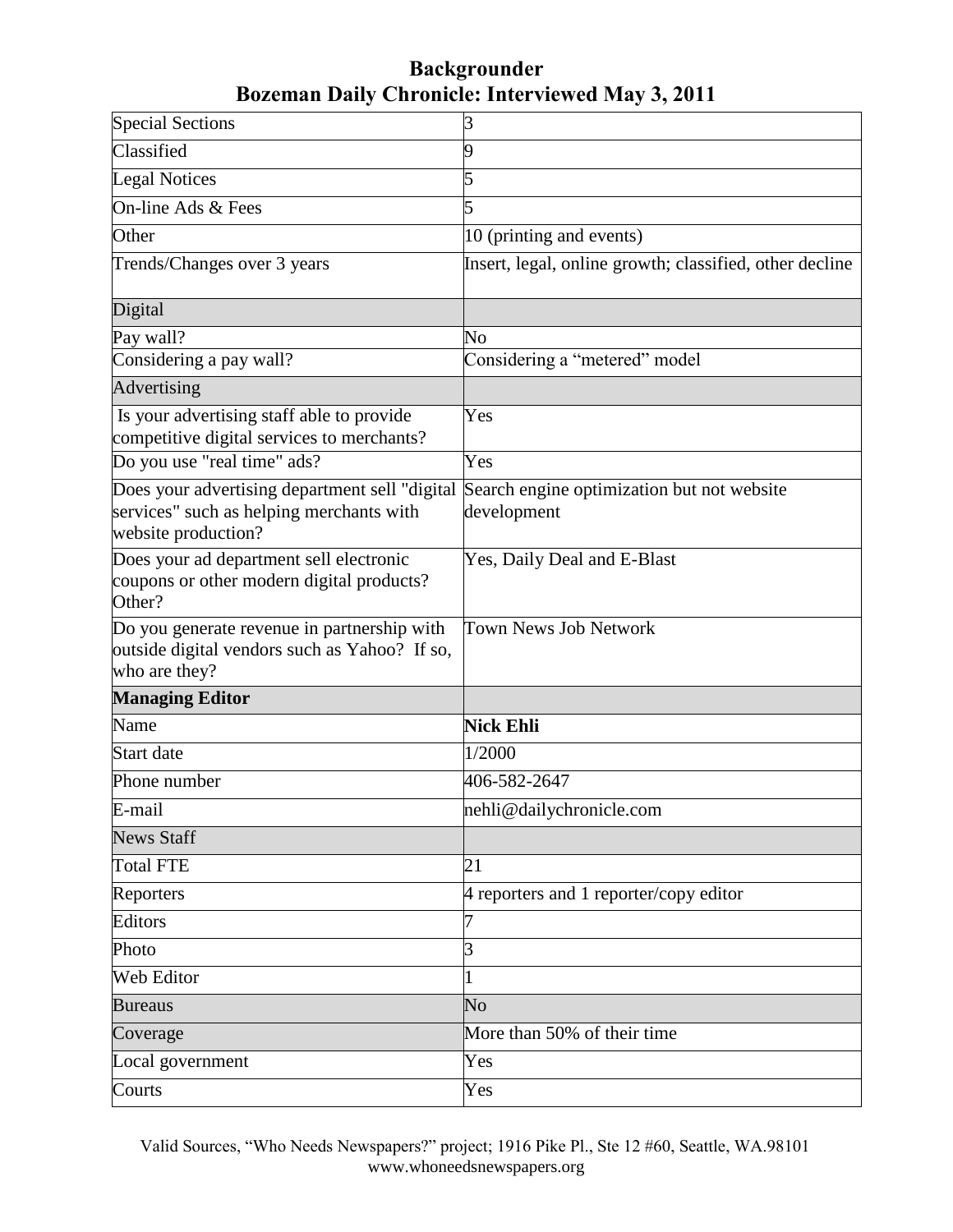# Backgrounder
## Bozeman Daily Chronicle: Interviewed May 3, 2011

| | |
|---|---|
| Special Sections | 3 |
| Classified | 9 |
| Legal Notices | 5 |
| On-line Ads & Fees | 5 |
| Other | 10 (printing and events) |
| Trends/Changes over 3 years | Insert, legal, online growth; classified, other decline |
| Digital | |
| Pay wall? | No |
| Considering a pay wall? | Considering a "metered" model |
| Advertising | |
| Is your advertising staff able to provide competitive digital services to merchants? | Yes |
| Do you use "real time" ads? | Yes |
| Does your advertising department sell "digital services" such as helping merchants with website production? | Search engine optimization but not website development |
| Does your ad department sell electronic coupons or other modern digital products? Other? | Yes, Daily Deal and E-Blast |
| Do you generate revenue in partnership with outside digital vendors such as Yahoo? If so, who are they? | Town News Job Network |
| **Managing Editor** | |
| Name | **Nick Ehli** |
| Start date | 1/2000 |
| Phone number | 406-582-2647 |
| E-mail | nehli@dailychronicle.com |
| News Staff | |
| Total FTE | 21 |
| Reporters | 4 reporters and 1 reporter/copy editor |
| Editors | 7 |
| Photo | 3 |
| Web Editor | 1 |
| Bureaus | No |
| Coverage | More than 50% of their time |
| Local government | Yes |
| Courts | Yes |

Valid Sources, "Who Needs Newspapers?" project; 1916 Pike Pl., Ste 12 #60, Seattle, WA.98101
www.whoneedsnewspapers.org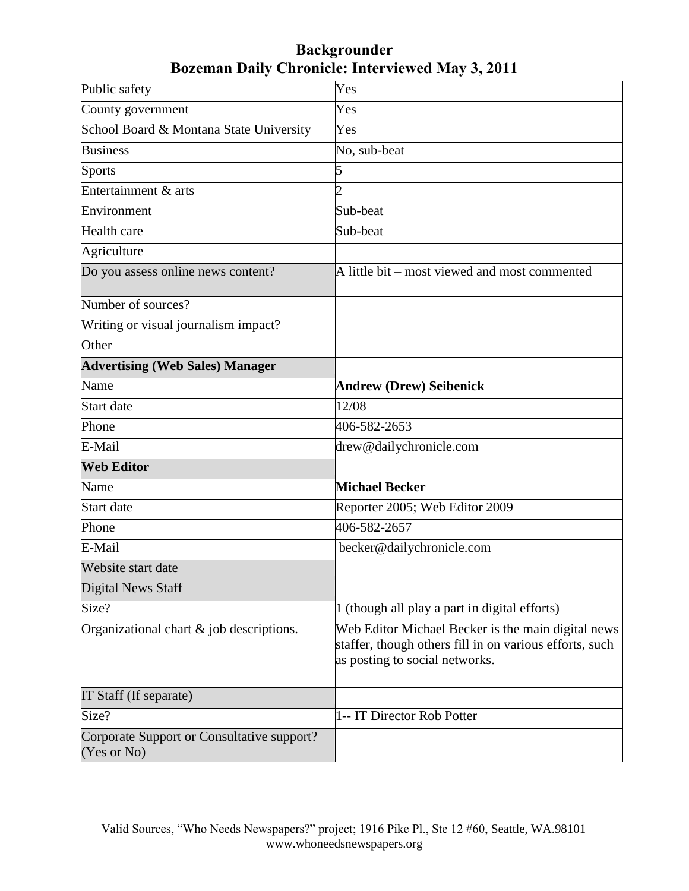# Backgrounder
## Bozeman Daily Chronicle: Interviewed May 3, 2011

| | |
|---|---|
| Public safety | Yes |
| County government | Yes |
| School Board & Montana State University | Yes |
| Business | No, sub-beat |
| Sports | 5 |
| Entertainment & arts | 2 |
| Environment | Sub-beat |
| Health care | Sub-beat |
| Agriculture | |
| Do you assess online news content? | A little bit – most viewed and most commented |
| Number of sources? | |
| Writing or visual journalism impact? | |
| Other | |
| **Advertising (Web Sales) Manager** | |
| Name | **Andrew (Drew) Seibenick** |
| Start date | 12/08 |
| Phone | 406-582-2653 |
| E-Mail | drew@dailychronicle.com |
| **Web Editor** | |
| Name | **Michael Becker** |
| Start date | Reporter 2005; Web Editor 2009 |
| Phone | 406-582-2657 |
| E-Mail | becker@dailychronicle.com |
| Website start date | |
| Digital News Staff | |
| Size? | 1 (though all play a part in digital efforts) |
| Organizational chart & job descriptions. | Web Editor Michael Becker is the main digital news staffer, though others fill in on various efforts, such as posting to social networks. |
| IT Staff (If separate) | |
| Size? | 1-- IT Director Rob Potter |
| Corporate Support or Consultative support? (Yes or No) | |

Valid Sources, "Who Needs Newspapers?" project; 1916 Pike Pl., Ste 12 #60, Seattle, WA.98101
www.whoneedsnewspapers.org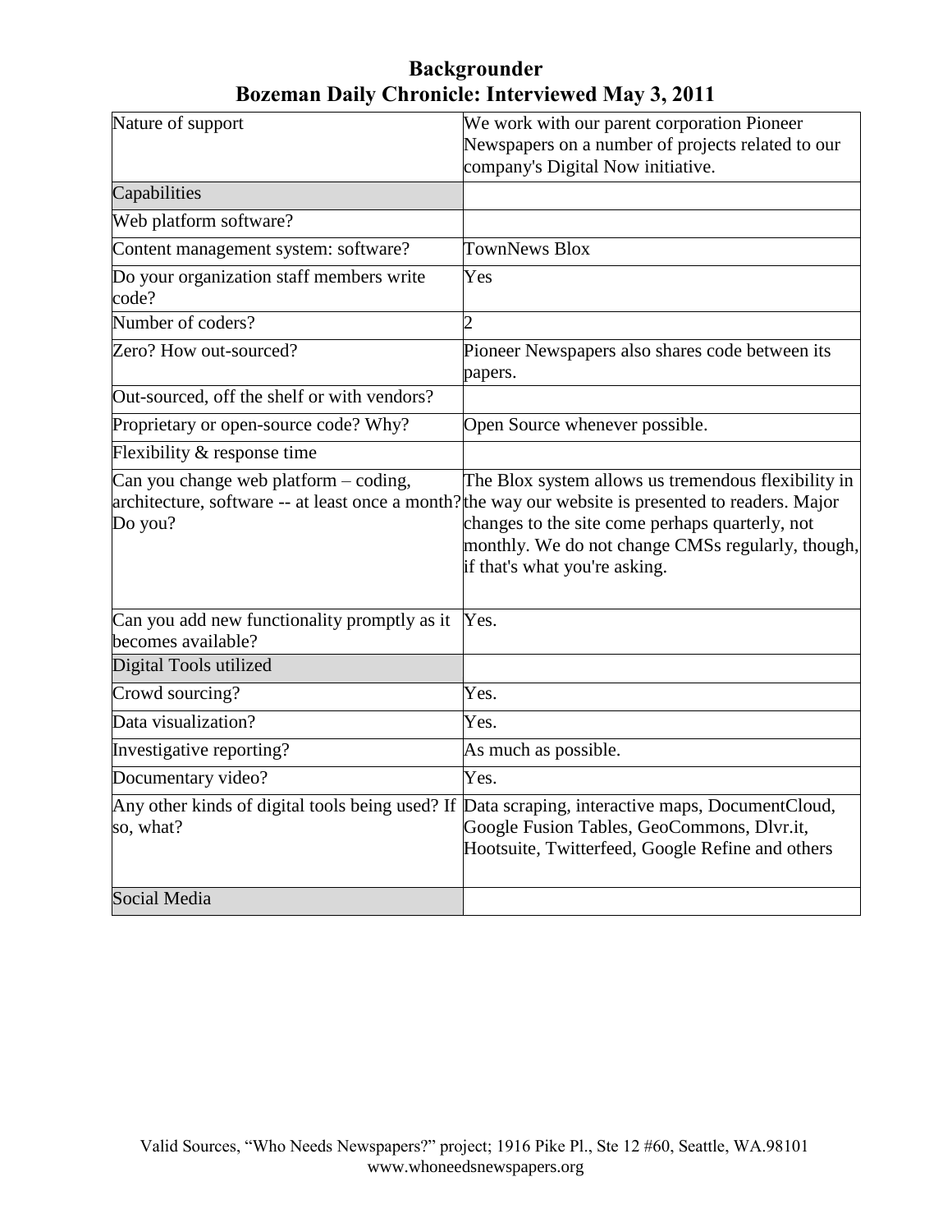# Backgrounder
## Bozeman Daily Chronicle: Interviewed May 3, 2011

| | |
|---|---|
| Nature of support | We work with our parent corporation Pioneer Newspapers on a number of projects related to our company's Digital Now initiative. |
| Capabilities | |
| Web platform software? | |
| Content management system: software? | TownNews Blox |
| Do your organization staff members write code? | Yes |
| Number of coders? | 2 |
| Zero? How out-sourced? | Pioneer Newspapers also shares code between its papers. |
| Out-sourced, off the shelf or with vendors? | |
| Proprietary or open-source code? Why? | Open Source whenever possible. |
| Flexibility & response time | |
| Can you change web platform – coding, architecture, software -- at least once a month? Do you? | The Blox system allows us tremendous flexibility in the way our website is presented to readers. Major changes to the site come perhaps quarterly, not monthly. We do not change CMSs regularly, though, if that's what you're asking. |
| Can you add new functionality promptly as it becomes available? | Yes. |
| Digital Tools utilized | |
| Crowd sourcing? | Yes. |
| Data visualization? | Yes. |
| Investigative reporting? | As much as possible. |
| Documentary video? | Yes. |
| Any other kinds of digital tools being used? If so, what? | Data scraping, interactive maps, DocumentCloud, Google Fusion Tables, GeoCommons, Dlvr.it, Hootsuite, Twitterfeed, Google Refine and others |
| Social Media | |

Valid Sources, "Who Needs Newspapers?" project; 1916 Pike Pl., Ste 12 #60, Seattle, WA.98101
www.whoneedsnewspapers.org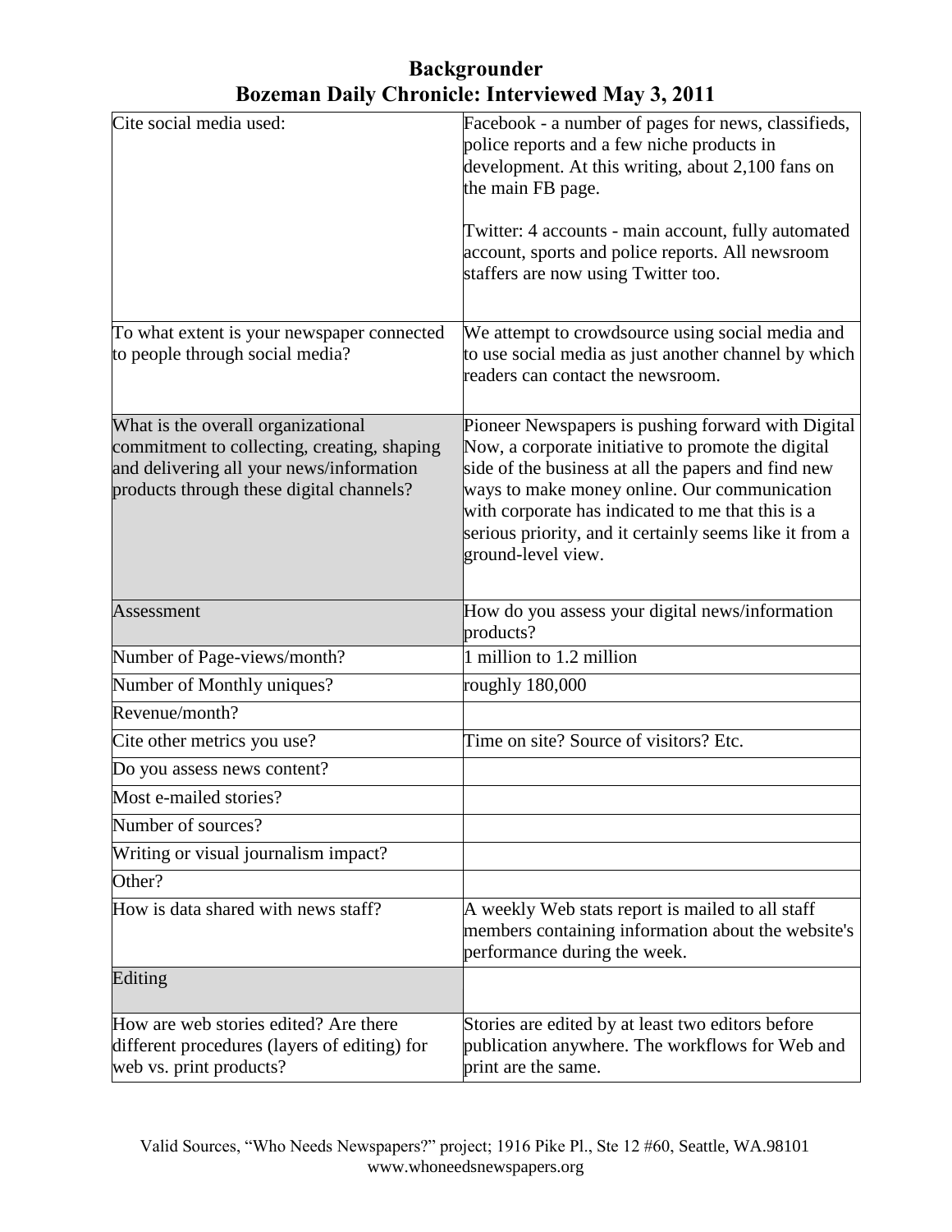# Backgrounder
## Bozeman Daily Chronicle: Interviewed May 3, 2011

| | |
|---|---|
| Cite social media used: | Facebook - a number of pages for news, classifieds, police reports and a few niche products in development. At this writing, about 2,100 fans on the main FB page.<br><br>Twitter: 4 accounts - main account, fully automated account, sports and police reports. All newsroom staffers are now using Twitter too. |
| To what extent is your newspaper connected to people through social media? | We attempt to crowdsource using social media and to use social media as just another channel by which readers can contact the newsroom. |
| What is the overall organizational commitment to collecting, creating, shaping and delivering all your news/information products through these digital channels? | Pioneer Newspapers is pushing forward with Digital Now, a corporate initiative to promote the digital side of the business at all the papers and find new ways to make money online. Our communication with corporate has indicated to me that this is a serious priority, and it certainly seems like it from a ground-level view. |
| Assessment | How do you assess your digital news/information products? |
| Number of Page-views/month? | 1 million to 1.2 million |
| Number of Monthly uniques? | roughly 180,000 |
| Revenue/month? | |
| Cite other metrics you use? | Time on site? Source of visitors? Etc. |
| Do you assess news content? | |
| Most e-mailed stories? | |
| Number of sources? | |
| Writing or visual journalism impact? | |
| Other? | |
| How is data shared with news staff? | A weekly Web stats report is mailed to all staff members containing information about the website's performance during the week. |
| Editing | |
| How are web stories edited? Are there different procedures (layers of editing) for web vs. print products? | Stories are edited by at least two editors before publication anywhere. The workflows for Web and print are the same. |

Valid Sources, "Who Needs Newspapers?" project; 1916 Pike Pl., Ste 12 #60, Seattle, WA.98101
www.whoneedsnewspapers.org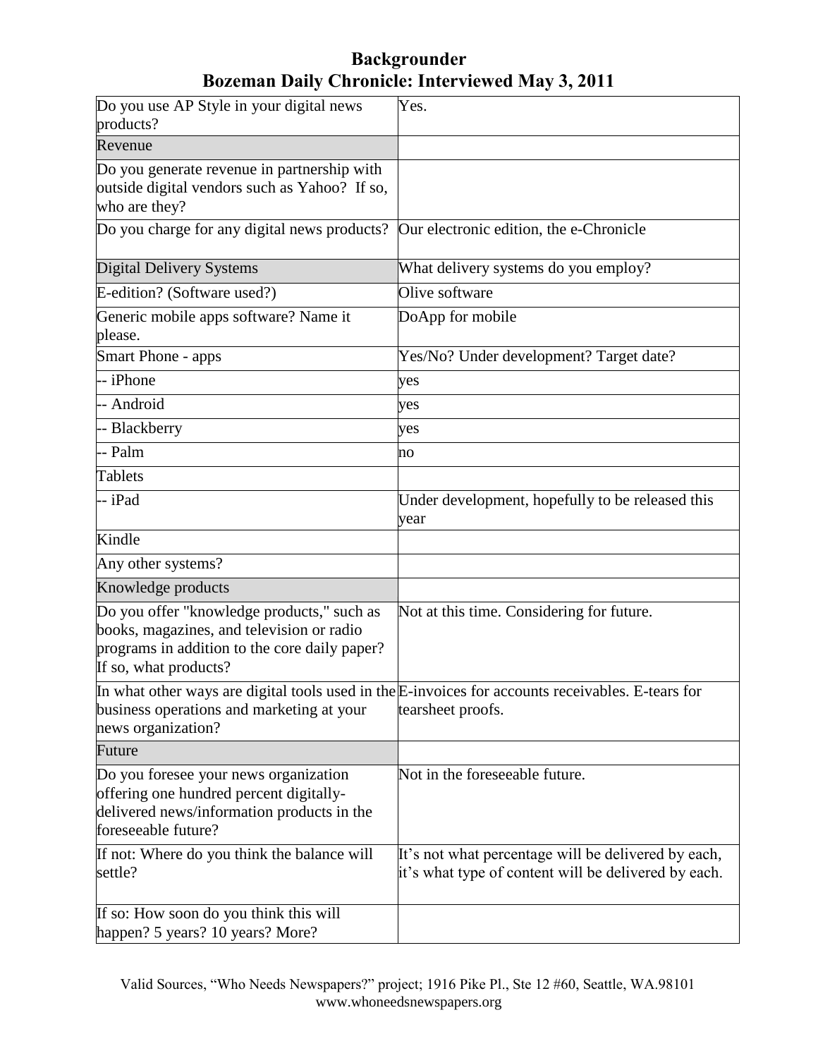# Backgrounder
## Bozeman Daily Chronicle: Interviewed May 3, 2011

| | |
|---|---|
| Do you use AP Style in your digital news products? | Yes. |
| Revenue | |
| Do you generate revenue in partnership with outside digital vendors such as Yahoo? If so, who are they? | |
| Do you charge for any digital news products? | Our electronic edition, the e-Chronicle |
| Digital Delivery Systems | What delivery systems do you employ? |
| E-edition? (Software used?) | Olive software |
| Generic mobile apps software? Name it please. | DoApp for mobile |
| Smart Phone - apps | Yes/No? Under development? Target date? |
| -- iPhone | yes |
| -- Android | yes |
| -- Blackberry | yes |
| -- Palm | no |
| Tablets | |
| -- iPad | Under development, hopefully to be released this year |
| Kindle | |
| Any other systems? | |
| Knowledge products | |
| Do you offer "knowledge products," such as books, magazines, and television or radio programs in addition to the core daily paper? If so, what products? | Not at this time. Considering for future. |
| In what other ways are digital tools used in the business operations and marketing at your news organization? | E-invoices for accounts receivables. E-tears for tearsheet proofs. |
| Future | |
| Do you foresee your news organization offering one hundred percent digitally-delivered news/information products in the foreseeable future? | Not in the foreseeable future. |
| If not: Where do you think the balance will settle? | It's not what percentage will be delivered by each, it's what type of content will be delivered by each. |
| If so: How soon do you think this will happen? 5 years? 10 years? More? | |

Valid Sources, "Who Needs Newspapers?" project; 1916 Pike Pl., Ste 12 #60, Seattle, WA.98101
www.whoneedsnewspapers.org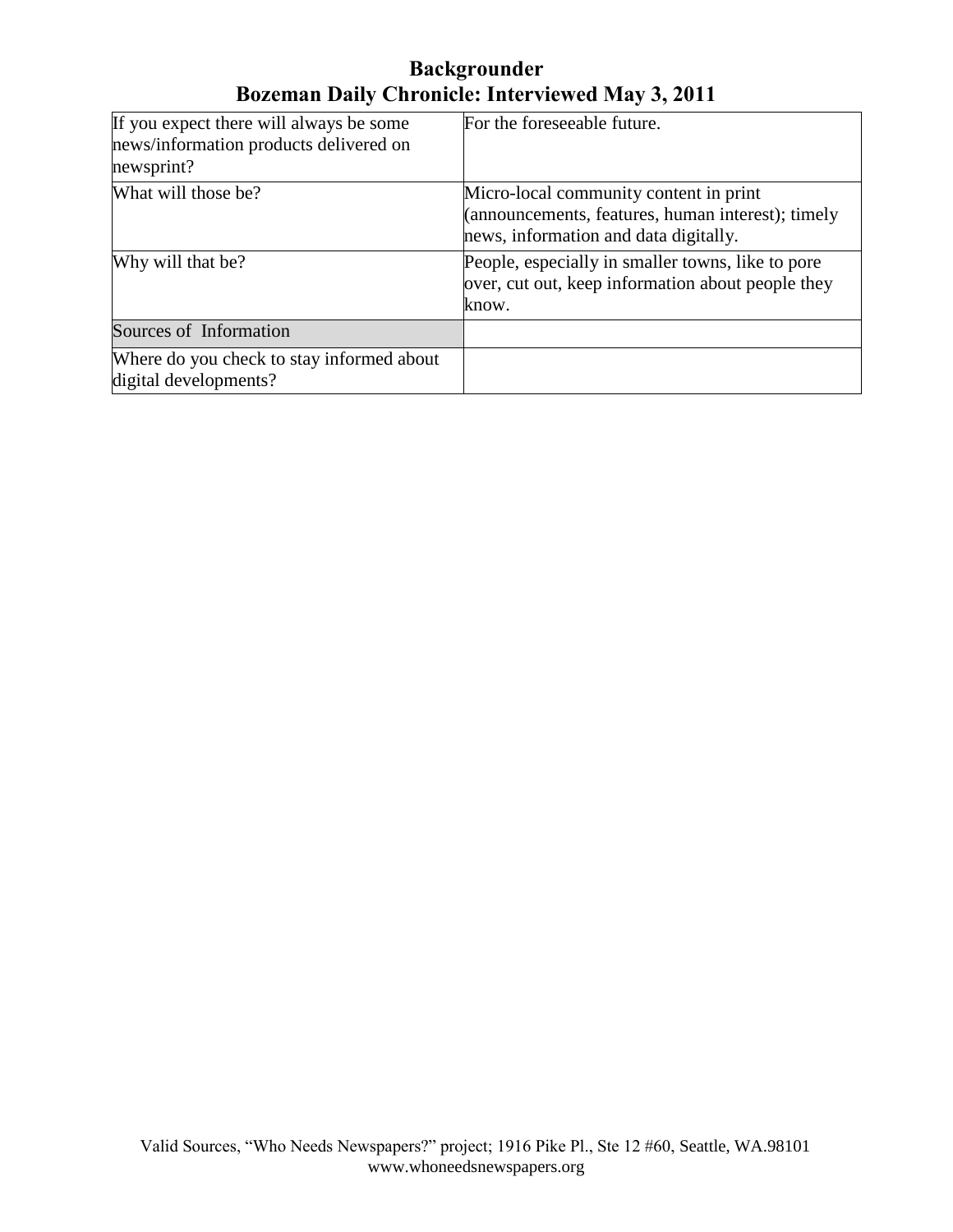# Backgrounder
## Bozeman Daily Chronicle: Interviewed May 3, 2011

| | |
|---|---|
| If you expect there will always be some news/information products delivered on newsprint? | For the foreseeable future. |
| What will those be? | Micro-local community content in print (announcements, features, human interest); timely news, information and data digitally. |
| Why will that be? | People, especially in smaller towns, like to pore over, cut out, keep information about people they know. |
| Sources of Information | |
| Where do you check to stay informed about digital developments? | |

Valid Sources, "Who Needs Newspapers?" project; 1916 Pike Pl., Ste 12 #60, Seattle, WA.98101
www.whoneedsnewspapers.org